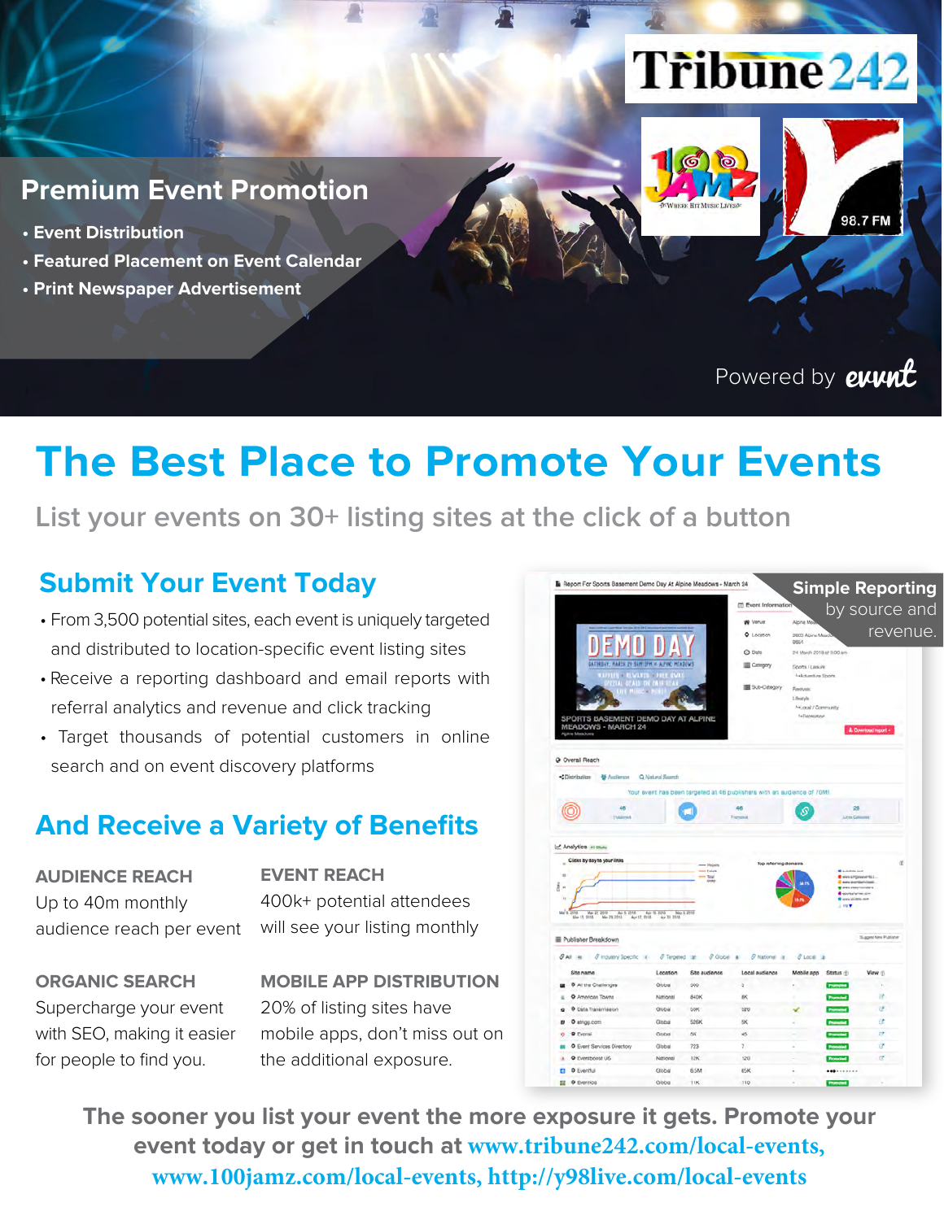Tribune242

100 JAMZ — Where Hit Music Lives

98.7 FM

## Premium Event Promotion

- Event Distribution
- Featured Placement on Event Calendar
- Print Newspaper Advertisement

Powered by evvnt

# The Best Place to Promote Your Events

List your events on 30+ listing sites at the click of a button

## Submit Your Event Today

- From 3,500 potential sites, each event is uniquely targeted and distributed to location-specific event listing sites
- Receive a reporting dashboard and email reports with referral analytics and revenue and click tracking
- Target thousands of potential customers in online search and on event discovery platforms

**Simple Reporting** by source and revenue.

## And Receive a Variety of Benefits

**AUDIENCE REACH**
Up to 40m monthly audience reach per event

**EVENT REACH**
400k+ potential attendees will see your listing monthly

**ORGANIC SEARCH**
Supercharge your event with SEO, making it easier for people to find you.

**MOBILE APP DISTRIBUTION**
20% of listing sites have mobile apps, don't miss out on the additional exposure.

**The sooner you list your event the more exposure it gets. Promote your event today or get in touch at www.tribune242.com/local-events, www.100jamz.com/local-events, http://y98live.com/local-events**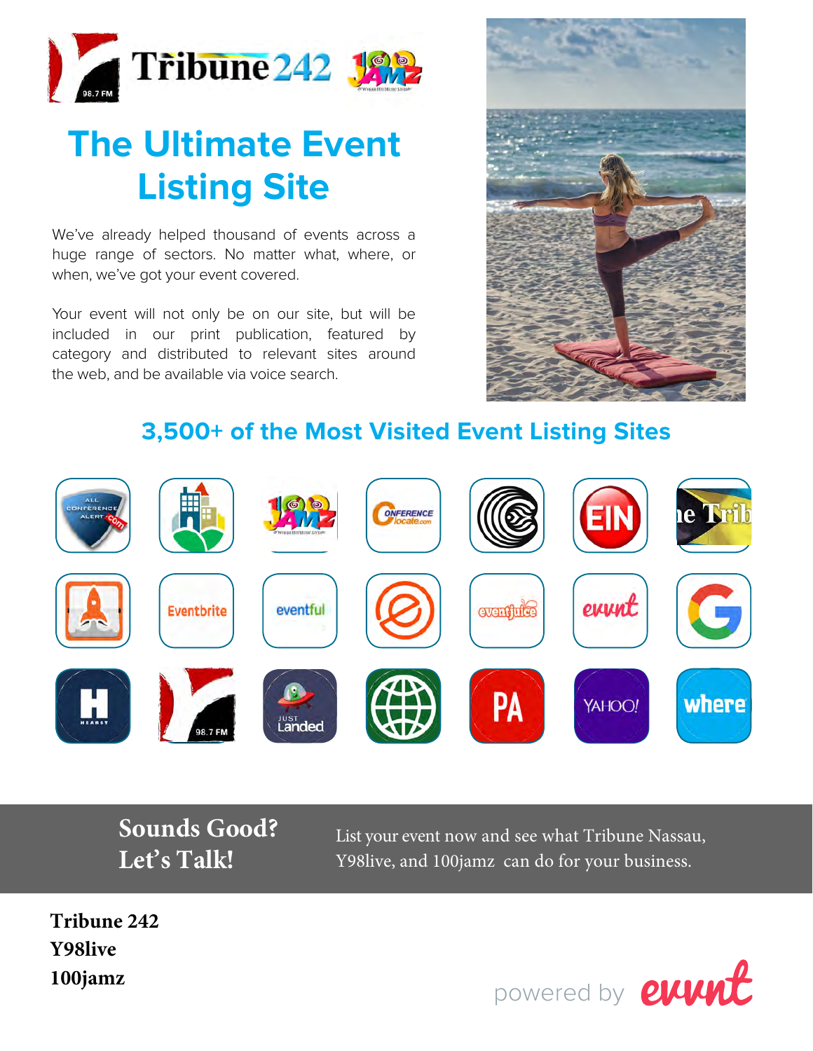# The Ultimate Event Listing Site

We've already helped thousand of events across a huge range of sectors. No matter what, where, or when, we've got your event covered.

Your event will not only be on our site, but will be included in our print publication, featured by category and distributed to relevant sites around the web, and be available via voice search.

## 3,500+ of the Most Visited Event Listing Sites

**Sounds Good? Let's Talk!**

List your event now and see what Tribune Nassau, Y98live, and 100jamz can do for your business.

**Tribune 242**
**Y98live**
**100jamz**

powered by evvnt